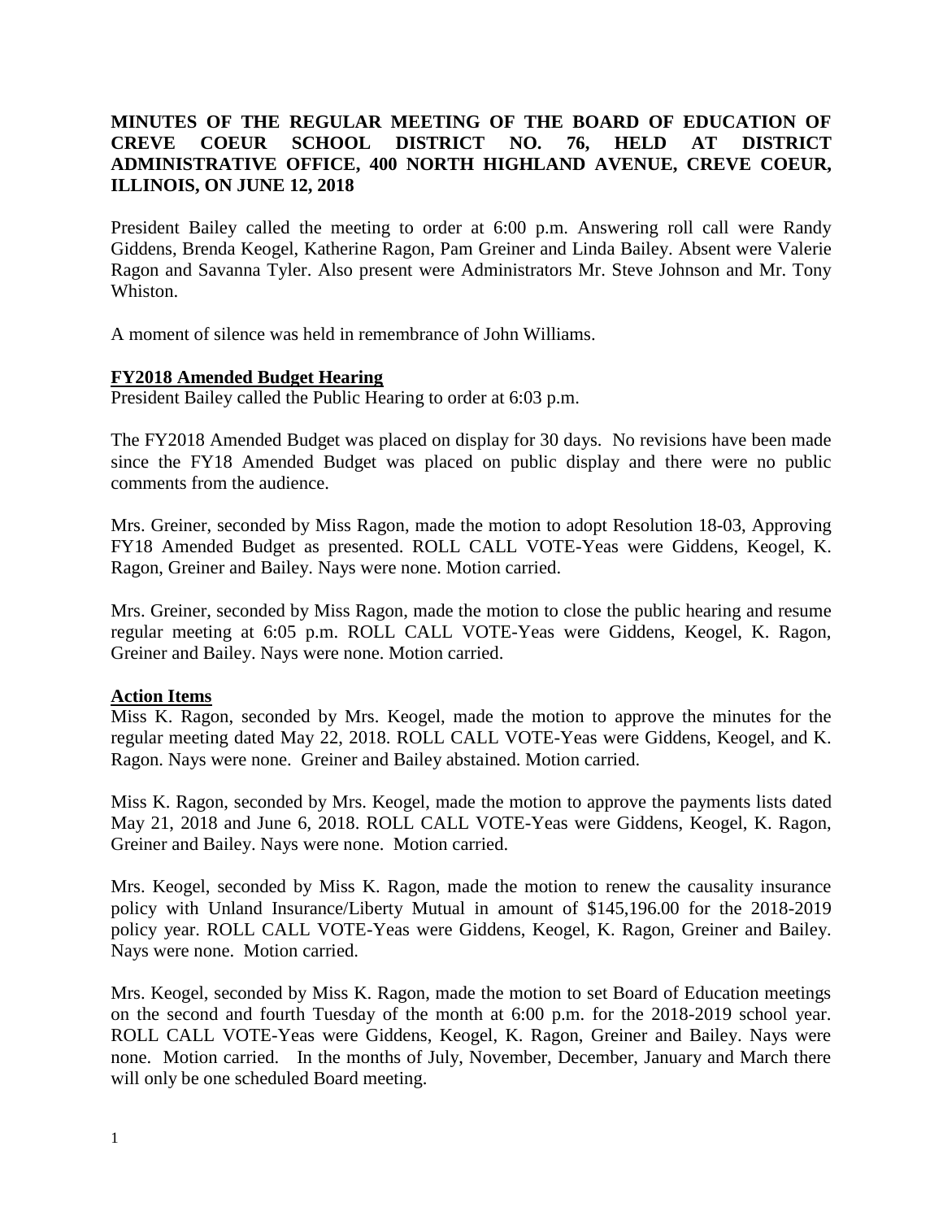**MINUTES OF THE REGULAR MEETING OF THE BOARD OF EDUCATION OF CREVE COEUR SCHOOL DISTRICT NO. 76, HELD AT DISTRICT ADMINISTRATIVE OFFICE, 400 NORTH HIGHLAND AVENUE, CREVE COEUR, ILLINOIS, ON JUNE 12, 2018**

President Bailey called the meeting to order at 6:00 p.m. Answering roll call were Randy Giddens, Brenda Keogel, Katherine Ragon, Pam Greiner and Linda Bailey. Absent were Valerie Ragon and Savanna Tyler. Also present were Administrators Mr. Steve Johnson and Mr. Tony Whiston.

A moment of silence was held in remembrance of John Williams.

**FY2018 Amended Budget Hearing**

President Bailey called the Public Hearing to order at 6:03 p.m.

The FY2018 Amended Budget was placed on display for 30 days. No revisions have been made since the FY18 Amended Budget was placed on public display and there were no public comments from the audience.

Mrs. Greiner, seconded by Miss Ragon, made the motion to adopt Resolution 18-03, Approving FY18 Amended Budget as presented. ROLL CALL VOTE-Yeas were Giddens, Keogel, K. Ragon, Greiner and Bailey. Nays were none. Motion carried.

Mrs. Greiner, seconded by Miss Ragon, made the motion to close the public hearing and resume regular meeting at 6:05 p.m. ROLL CALL VOTE-Yeas were Giddens, Keogel, K. Ragon, Greiner and Bailey. Nays were none. Motion carried.

**Action Items**

Miss K. Ragon, seconded by Mrs. Keogel, made the motion to approve the minutes for the regular meeting dated May 22, 2018. ROLL CALL VOTE-Yeas were Giddens, Keogel, and K. Ragon. Nays were none. Greiner and Bailey abstained. Motion carried.

Miss K. Ragon, seconded by Mrs. Keogel, made the motion to approve the payments lists dated May 21, 2018 and June 6, 2018. ROLL CALL VOTE-Yeas were Giddens, Keogel, K. Ragon, Greiner and Bailey. Nays were none. Motion carried.

Mrs. Keogel, seconded by Miss K. Ragon, made the motion to renew the causality insurance policy with Unland Insurance/Liberty Mutual in amount of $145,196.00 for the 2018-2019 policy year. ROLL CALL VOTE-Yeas were Giddens, Keogel, K. Ragon, Greiner and Bailey. Nays were none. Motion carried.

Mrs. Keogel, seconded by Miss K. Ragon, made the motion to set Board of Education meetings on the second and fourth Tuesday of the month at 6:00 p.m. for the 2018-2019 school year. ROLL CALL VOTE-Yeas were Giddens, Keogel, K. Ragon, Greiner and Bailey. Nays were none. Motion carried. In the months of July, November, December, January and March there will only be one scheduled Board meeting.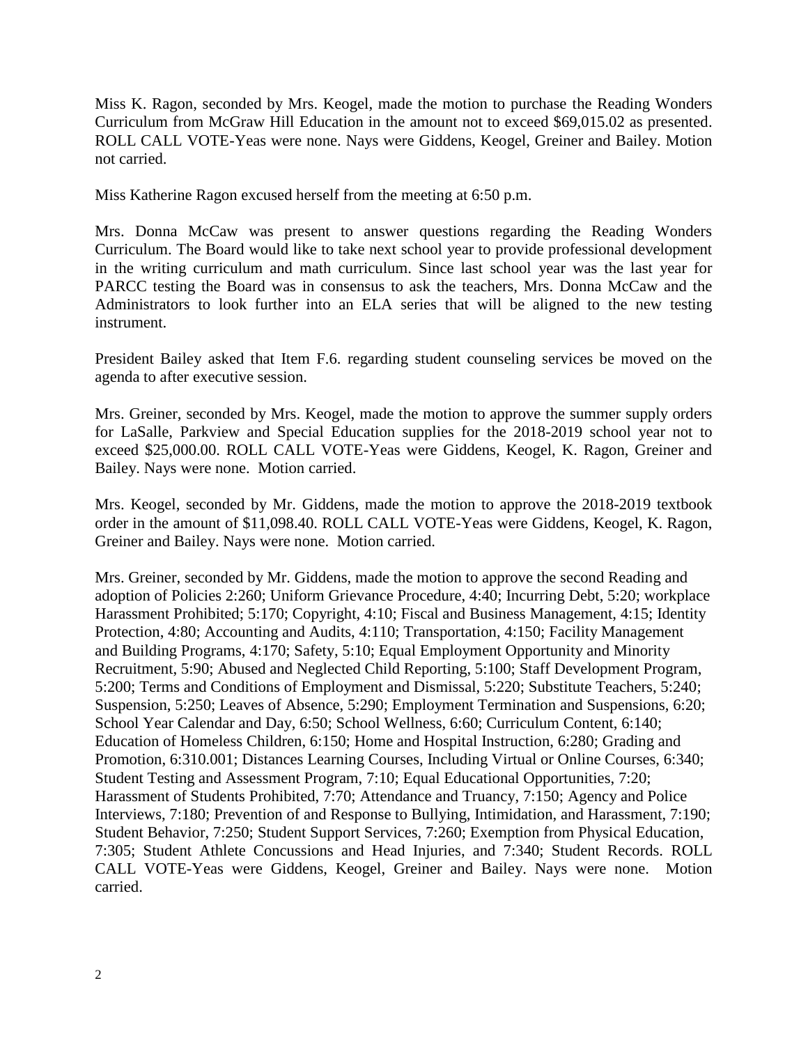Miss K. Ragon, seconded by Mrs. Keogel, made the motion to purchase the Reading Wonders Curriculum from McGraw Hill Education in the amount not to exceed $69,015.02 as presented. ROLL CALL VOTE-Yeas were none. Nays were Giddens, Keogel, Greiner and Bailey. Motion not carried.

Miss Katherine Ragon excused herself from the meeting at 6:50 p.m.

Mrs. Donna McCaw was present to answer questions regarding the Reading Wonders Curriculum. The Board would like to take next school year to provide professional development in the writing curriculum and math curriculum. Since last school year was the last year for PARCC testing the Board was in consensus to ask the teachers, Mrs. Donna McCaw and the Administrators to look further into an ELA series that will be aligned to the new testing instrument.

President Bailey asked that Item F.6. regarding student counseling services be moved on the agenda to after executive session.

Mrs. Greiner, seconded by Mrs. Keogel, made the motion to approve the summer supply orders for LaSalle, Parkview and Special Education supplies for the 2018-2019 school year not to exceed $25,000.00. ROLL CALL VOTE-Yeas were Giddens, Keogel, K. Ragon, Greiner and Bailey. Nays were none. Motion carried.

Mrs. Keogel, seconded by Mr. Giddens, made the motion to approve the 2018-2019 textbook order in the amount of $11,098.40. ROLL CALL VOTE-Yeas were Giddens, Keogel, K. Ragon, Greiner and Bailey. Nays were none. Motion carried.

Mrs. Greiner, seconded by Mr. Giddens, made the motion to approve the second Reading and adoption of Policies 2:260; Uniform Grievance Procedure, 4:40; Incurring Debt, 5:20; workplace Harassment Prohibited; 5:170; Copyright, 4:10; Fiscal and Business Management, 4:15; Identity Protection, 4:80; Accounting and Audits, 4:110; Transportation, 4:150; Facility Management and Building Programs, 4:170; Safety, 5:10; Equal Employment Opportunity and Minority Recruitment, 5:90; Abused and Neglected Child Reporting, 5:100; Staff Development Program, 5:200; Terms and Conditions of Employment and Dismissal, 5:220; Substitute Teachers, 5:240; Suspension, 5:250; Leaves of Absence, 5:290; Employment Termination and Suspensions, 6:20; School Year Calendar and Day, 6:50; School Wellness, 6:60; Curriculum Content, 6:140; Education of Homeless Children, 6:150; Home and Hospital Instruction, 6:280; Grading and Promotion, 6:310.001; Distances Learning Courses, Including Virtual or Online Courses, 6:340; Student Testing and Assessment Program, 7:10; Equal Educational Opportunities, 7:20; Harassment of Students Prohibited, 7:70; Attendance and Truancy, 7:150; Agency and Police Interviews, 7:180; Prevention of and Response to Bullying, Intimidation, and Harassment, 7:190; Student Behavior, 7:250; Student Support Services, 7:260; Exemption from Physical Education, 7:305; Student Athlete Concussions and Head Injuries, and 7:340; Student Records. ROLL CALL VOTE-Yeas were Giddens, Keogel, Greiner and Bailey. Nays were none. Motion carried.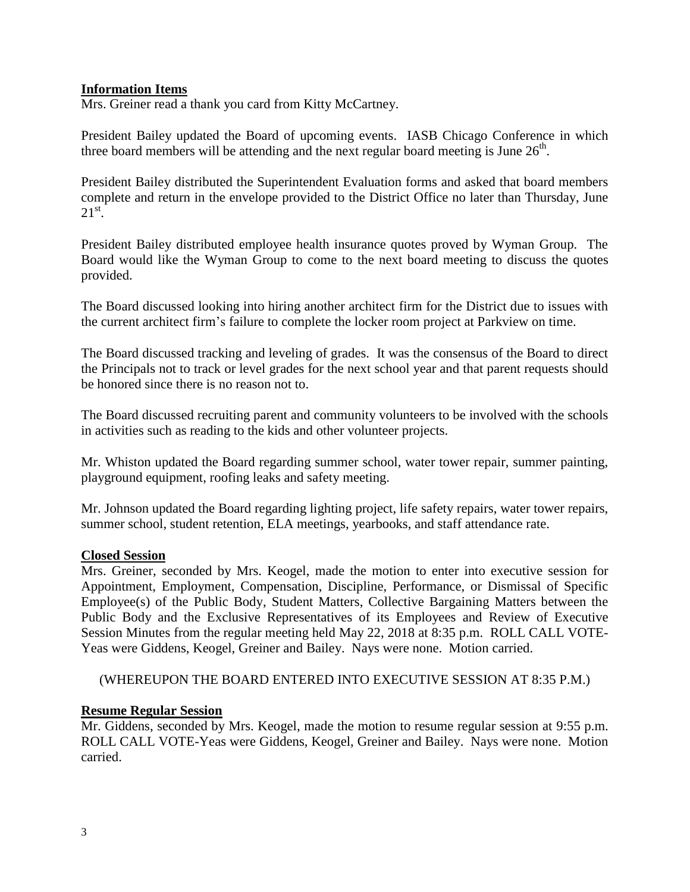## Information Items

Mrs. Greiner read a thank you card from Kitty McCartney.

President Bailey updated the Board of upcoming events. IASB Chicago Conference in which three board members will be attending and the next regular board meeting is June 26th.

President Bailey distributed the Superintendent Evaluation forms and asked that board members complete and return in the envelope provided to the District Office no later than Thursday, June 21st.

President Bailey distributed employee health insurance quotes proved by Wyman Group. The Board would like the Wyman Group to come to the next board meeting to discuss the quotes provided.

The Board discussed looking into hiring another architect firm for the District due to issues with the current architect firm's failure to complete the locker room project at Parkview on time.

The Board discussed tracking and leveling of grades. It was the consensus of the Board to direct the Principals not to track or level grades for the next school year and that parent requests should be honored since there is no reason not to.

The Board discussed recruiting parent and community volunteers to be involved with the schools in activities such as reading to the kids and other volunteer projects.

Mr. Whiston updated the Board regarding summer school, water tower repair, summer painting, playground equipment, roofing leaks and safety meeting.

Mr. Johnson updated the Board regarding lighting project, life safety repairs, water tower repairs, summer school, student retention, ELA meetings, yearbooks, and staff attendance rate.

## Closed Session

Mrs. Greiner, seconded by Mrs. Keogel, made the motion to enter into executive session for Appointment, Employment, Compensation, Discipline, Performance, or Dismissal of Specific Employee(s) of the Public Body, Student Matters, Collective Bargaining Matters between the Public Body and the Exclusive Representatives of its Employees and Review of Executive Session Minutes from the regular meeting held May 22, 2018 at 8:35 p.m. ROLL CALL VOTE-Yeas were Giddens, Keogel, Greiner and Bailey. Nays were none. Motion carried.

(WHEREUPON THE BOARD ENTERED INTO EXECUTIVE SESSION AT 8:35 P.M.)

## Resume Regular Session

Mr. Giddens, seconded by Mrs. Keogel, made the motion to resume regular session at 9:55 p.m. ROLL CALL VOTE-Yeas were Giddens, Keogel, Greiner and Bailey. Nays were none. Motion carried.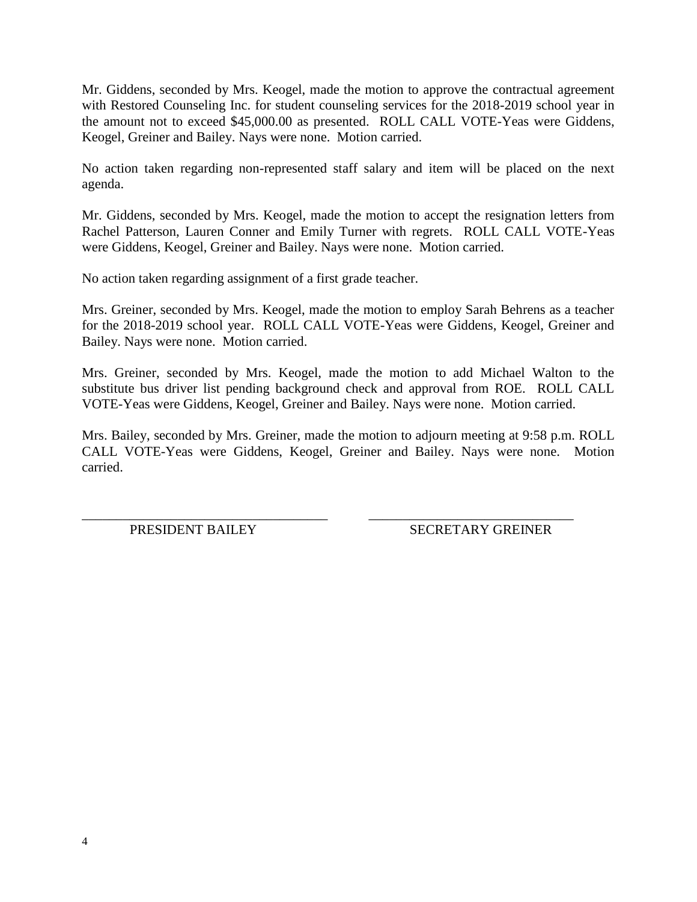Mr. Giddens, seconded by Mrs. Keogel, made the motion to approve the contractual agreement with Restored Counseling Inc. for student counseling services for the 2018-2019 school year in the amount not to exceed $45,000.00 as presented. ROLL CALL VOTE-Yeas were Giddens, Keogel, Greiner and Bailey. Nays were none. Motion carried.

No action taken regarding non-represented staff salary and item will be placed on the next agenda.

Mr. Giddens, seconded by Mrs. Keogel, made the motion to accept the resignation letters from Rachel Patterson, Lauren Conner and Emily Turner with regrets. ROLL CALL VOTE-Yeas were Giddens, Keogel, Greiner and Bailey. Nays were none. Motion carried.

No action taken regarding assignment of a first grade teacher.

Mrs. Greiner, seconded by Mrs. Keogel, made the motion to employ Sarah Behrens as a teacher for the 2018-2019 school year. ROLL CALL VOTE-Yeas were Giddens, Keogel, Greiner and Bailey. Nays were none. Motion carried.

Mrs. Greiner, seconded by Mrs. Keogel, made the motion to add Michael Walton to the substitute bus driver list pending background check and approval from ROE. ROLL CALL VOTE-Yeas were Giddens, Keogel, Greiner and Bailey. Nays were none. Motion carried.

Mrs. Bailey, seconded by Mrs. Greiner, made the motion to adjourn meeting at 9:58 p.m. ROLL CALL VOTE-Yeas were Giddens, Keogel, Greiner and Bailey. Nays were none. Motion carried.

\_\_\_\_\_\_\_\_\_\_\_\_\_\_\_\_\_\_\_\_\_\_\_\_\_\_\_\_\_\_\_\_\_\_\_\_ \_\_\_\_\_\_\_\_\_\_\_\_\_\_\_\_\_\_\_\_\_\_\_\_\_\_\_\_\_\_

PRESIDENT BAILEY SECRETARY GREINER